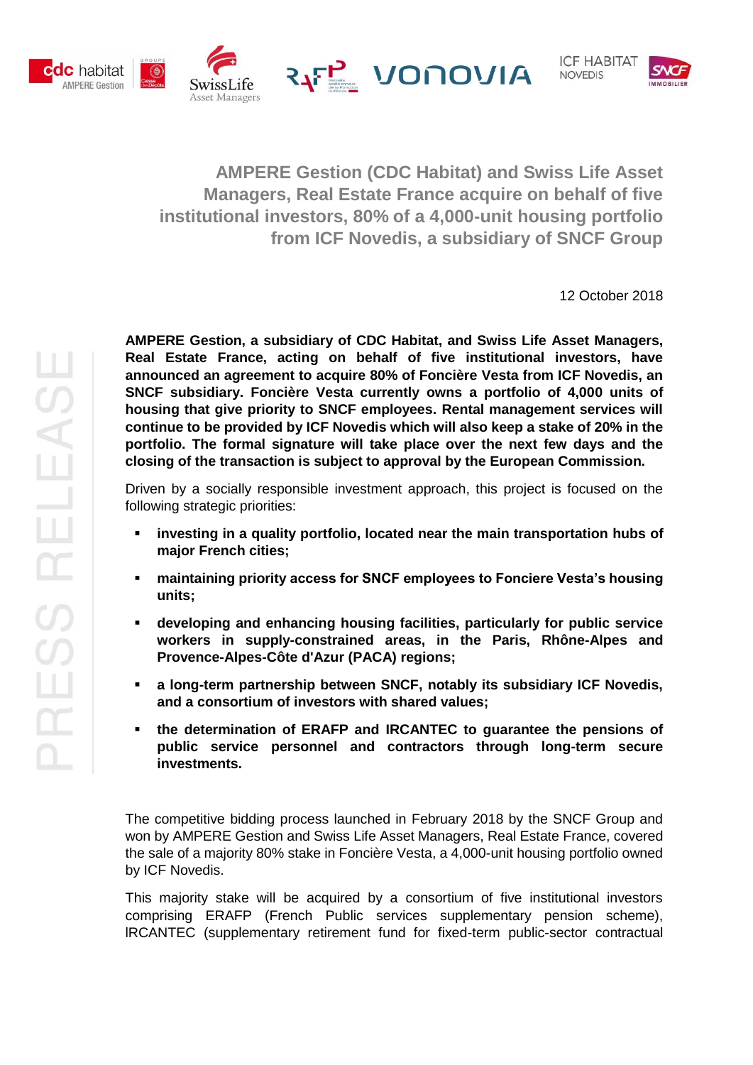# AMPERE Gestion (CDC Habitat) and Swiss Life Asset Managers, Real Estate France acquire on behalf of five institutional investors, 80% of a 4,000-unit housing portfolio from ICF Novedis, a subsidiary of SNCF Group

12 October 2018

**AMPERE Gestion, a subsidiary of CDC Habitat, and Swiss Life Asset Managers, Real Estate France, acting on behalf of five institutional investors, have announced an agreement to acquire 80% of Foncière Vesta from ICF Novedis, an SNCF subsidiary. Foncière Vesta currently owns a portfolio of 4,000 units of housing that give priority to SNCF employees. Rental management services will continue to be provided by ICF Novedis which will also keep a stake of 20% in the portfolio. The formal signature will take place over the next few days and the closing of the transaction is subject to approval by the European Commission.**

Driven by a socially responsible investment approach, this project is focused on the following strategic priorities:

- **investing in a quality portfolio, located near the main transportation hubs of major French cities;**
- **maintaining priority access for SNCF employees to Fonciere Vesta's housing units;**
- **developing and enhancing housing facilities, particularly for public service workers in supply-constrained areas, in the Paris, Rhône-Alpes and Provence-Alpes-Côte d'Azur (PACA) regions;**
- **a long-term partnership between SNCF, notably its subsidiary ICF Novedis, and a consortium of investors with shared values;**
- **the determination of ERAFP and IRCANTEC to guarantee the pensions of public service personnel and contractors through long-term secure investments.**

The competitive bidding process launched in February 2018 by the SNCF Group and won by AMPERE Gestion and Swiss Life Asset Managers, Real Estate France, covered the sale of a majority 80% stake in Foncière Vesta, a 4,000-unit housing portfolio owned by ICF Novedis.

This majority stake will be acquired by a consortium of five institutional investors comprising ERAFP (French Public services supplementary pension scheme), IRCANTEC (supplementary retirement fund for fixed-term public-sector contractual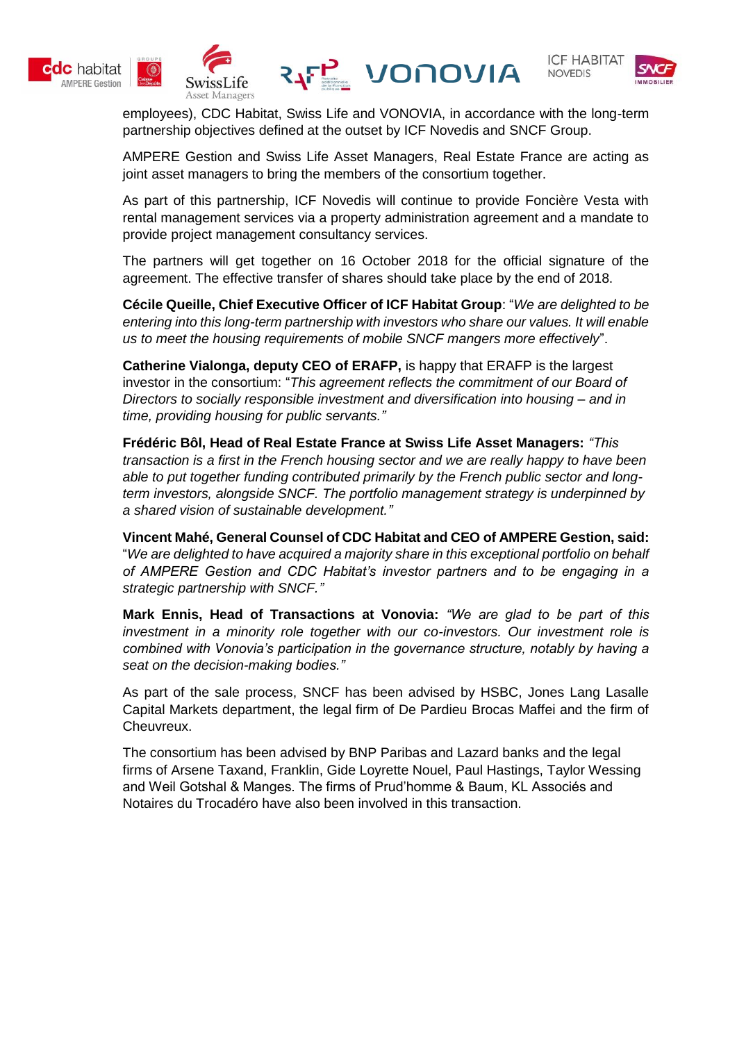employees), CDC Habitat, Swiss Life and VONOVIA, in accordance with the long-term partnership objectives defined at the outset by ICF Novedis and SNCF Group.

AMPERE Gestion and Swiss Life Asset Managers, Real Estate France are acting as joint asset managers to bring the members of the consortium together.

As part of this partnership, ICF Novedis will continue to provide Foncière Vesta with rental management services via a property administration agreement and a mandate to provide project management consultancy services.

The partners will get together on 16 October 2018 for the official signature of the agreement. The effective transfer of shares should take place by the end of 2018.

**Cécile Queille, Chief Executive Officer of ICF Habitat Group**: "*We are delighted to be entering into this long-term partnership with investors who share our values. It will enable us to meet the housing requirements of mobile SNCF mangers more effectively*".

**Catherine Vialonga, deputy CEO of ERAFP,** is happy that ERAFP is the largest investor in the consortium: "*This agreement reflects the commitment of our Board of Directors to socially responsible investment and diversification into housing – and in time, providing housing for public servants."*

**Frédéric Bôl, Head of Real Estate France at Swiss Life Asset Managers:** *"This transaction is a first in the French housing sector and we are really happy to have been able to put together funding contributed primarily by the French public sector and long-term investors, alongside SNCF. The portfolio management strategy is underpinned by a shared vision of sustainable development."*

**Vincent Mahé, General Counsel of CDC Habitat and CEO of AMPERE Gestion, said:** "*We are delighted to have acquired a majority share in this exceptional portfolio on behalf of AMPERE Gestion and CDC Habitat's investor partners and to be engaging in a strategic partnership with SNCF."*

**Mark Ennis, Head of Transactions at Vonovia:** *"We are glad to be part of this investment in a minority role together with our co-investors. Our investment role is combined with Vonovia's participation in the governance structure, notably by having a seat on the decision-making bodies."*

As part of the sale process, SNCF has been advised by HSBC, Jones Lang Lasalle Capital Markets department, the legal firm of De Pardieu Brocas Maffei and the firm of Cheuvreux.

The consortium has been advised by BNP Paribas and Lazard banks and the legal firms of Arsene Taxand, Franklin, Gide Loyrette Nouel, Paul Hastings, Taylor Wessing and Weil Gotshal & Manges. The firms of Prud'homme & Baum, KL Associés and Notaires du Trocadéro have also been involved in this transaction.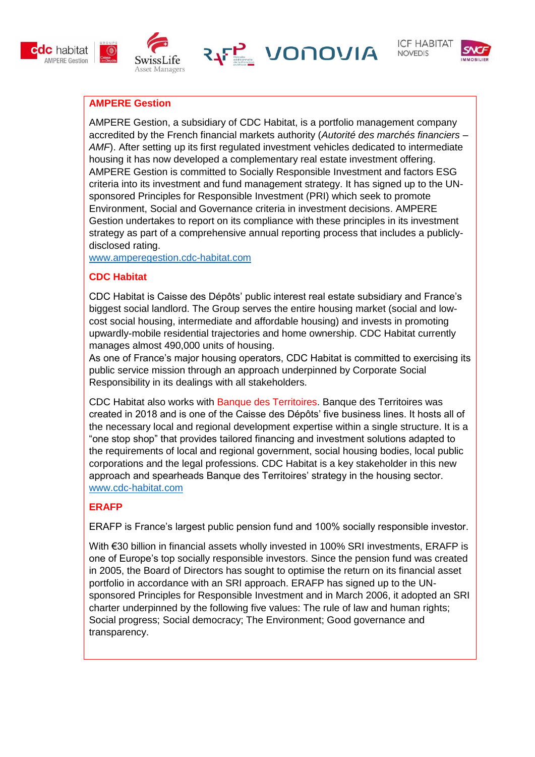## AMPERE Gestion

AMPERE Gestion, a subsidiary of CDC Habitat, is a portfolio management company accredited by the French financial markets authority (*Autorité des marchés financiers – AMF*). After setting up its first regulated investment vehicles dedicated to intermediate housing it has now developed a complementary real estate investment offering. AMPERE Gestion is committed to Socially Responsible Investment and factors ESG criteria into its investment and fund management strategy. It has signed up to the UN-sponsored Principles for Responsible Investment (PRI) which seek to promote Environment, Social and Governance criteria in investment decisions. AMPERE Gestion undertakes to report on its compliance with these principles in its investment strategy as part of a comprehensive annual reporting process that includes a publicly-disclosed rating.
www.amperegestion.cdc-habitat.com

## CDC Habitat

CDC Habitat is Caisse des Dépôts' public interest real estate subsidiary and France's biggest social landlord. The Group serves the entire housing market (social and low-cost social housing, intermediate and affordable housing) and invests in promoting upwardly-mobile residential trajectories and home ownership. CDC Habitat currently manages almost 490,000 units of housing.
As one of France's major housing operators, CDC Habitat is committed to exercising its public service mission through an approach underpinned by Corporate Social Responsibility in its dealings with all stakeholders.

CDC Habitat also works with Banque des Territoires. Banque des Territoires was created in 2018 and is one of the Caisse des Dépôts' five business lines. It hosts all of the necessary local and regional development expertise within a single structure. It is a "one stop shop" that provides tailored financing and investment solutions adapted to the requirements of local and regional government, social housing bodies, local public corporations and the legal professions. CDC Habitat is a key stakeholder in this new approach and spearheads Banque des Territoires' strategy in the housing sector.
www.cdc-habitat.com

## ERAFP

ERAFP is France's largest public pension fund and 100% socially responsible investor.

With €30 billion in financial assets wholly invested in 100% SRI investments, ERAFP is one of Europe's top socially responsible investors. Since the pension fund was created in 2005, the Board of Directors has sought to optimise the return on its financial asset portfolio in accordance with an SRI approach. ERAFP has signed up to the UN-sponsored Principles for Responsible Investment and in March 2006, it adopted an SRI charter underpinned by the following five values: The rule of law and human rights; Social progress; Social democracy; The Environment; Good governance and transparency.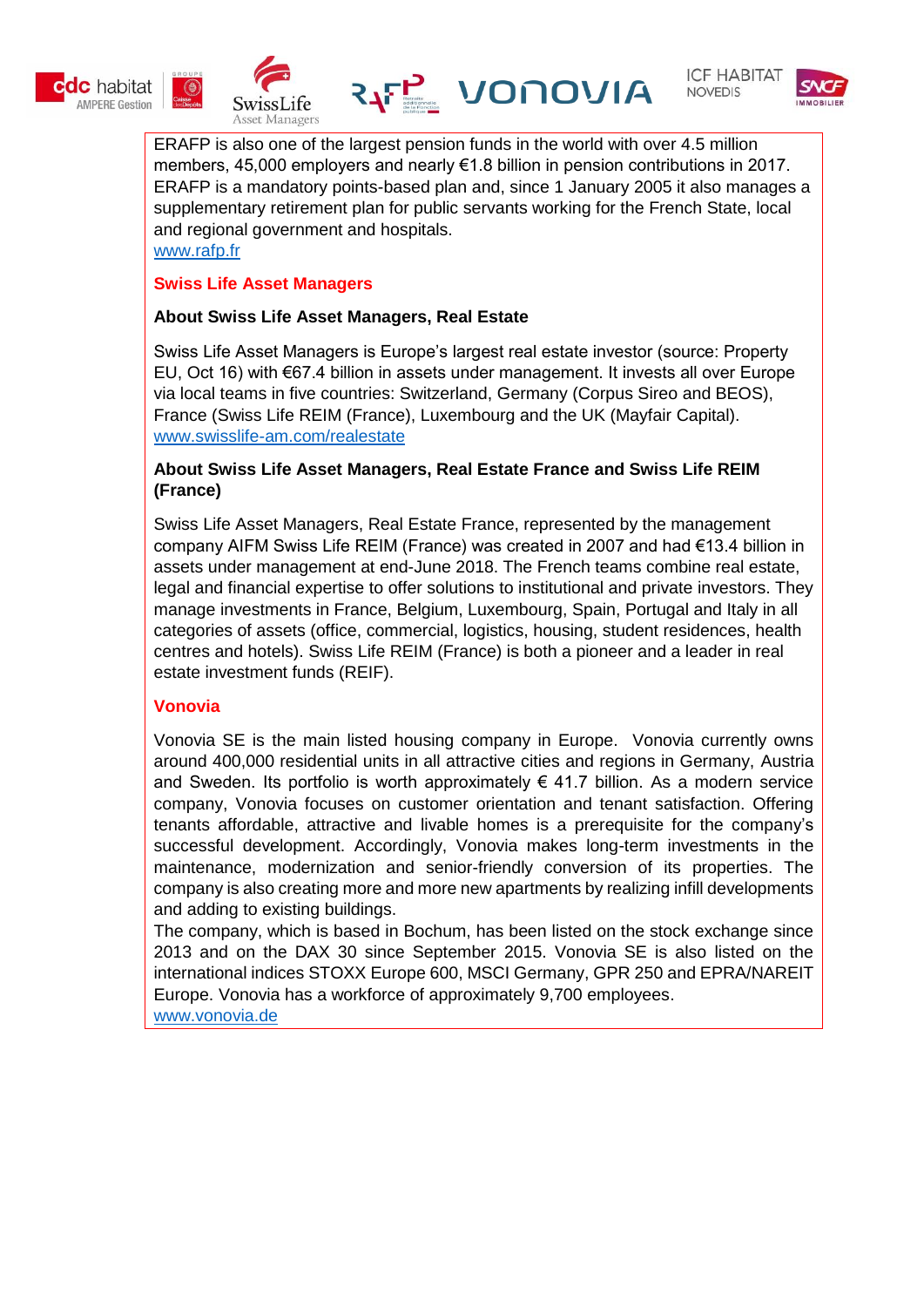ERAFP is also one of the largest pension funds in the world with over 4.5 million members, 45,000 employers and nearly €1.8 billion in pension contributions in 2017. ERAFP is a mandatory points-based plan and, since 1 January 2005 it also manages a supplementary retirement plan for public servants working for the French State, local and regional government and hospitals.
www.rafp.fr

## Swiss Life Asset Managers

### About Swiss Life Asset Managers, Real Estate

Swiss Life Asset Managers is Europe's largest real estate investor (source: Property EU, Oct 16) with €67.4 billion in assets under management. It invests all over Europe via local teams in five countries: Switzerland, Germany (Corpus Sireo and BEOS), France (Swiss Life REIM (France), Luxembourg and the UK (Mayfair Capital).
www.swisslife-am.com/realestate

### About Swiss Life Asset Managers, Real Estate France and Swiss Life REIM (France)

Swiss Life Asset Managers, Real Estate France, represented by the management company AIFM Swiss Life REIM (France) was created in 2007 and had €13.4 billion in assets under management at end-June 2018. The French teams combine real estate, legal and financial expertise to offer solutions to institutional and private investors. They manage investments in France, Belgium, Luxembourg, Spain, Portugal and Italy in all categories of assets (office, commercial, logistics, housing, student residences, health centres and hotels). Swiss Life REIM (France) is both a pioneer and a leader in real estate investment funds (REIF).

## Vonovia

Vonovia SE is the main listed housing company in Europe. Vonovia currently owns around 400,000 residential units in all attractive cities and regions in Germany, Austria and Sweden. Its portfolio is worth approximately € 41.7 billion. As a modern service company, Vonovia focuses on customer orientation and tenant satisfaction. Offering tenants affordable, attractive and livable homes is a prerequisite for the company's successful development. Accordingly, Vonovia makes long-term investments in the maintenance, modernization and senior-friendly conversion of its properties. The company is also creating more and more new apartments by realizing infill developments and adding to existing buildings.
The company, which is based in Bochum, has been listed on the stock exchange since 2013 and on the DAX 30 since September 2015. Vonovia SE is also listed on the international indices STOXX Europe 600, MSCI Germany, GPR 250 and EPRA/NAREIT Europe. Vonovia has a workforce of approximately 9,700 employees.
www.vonovia.de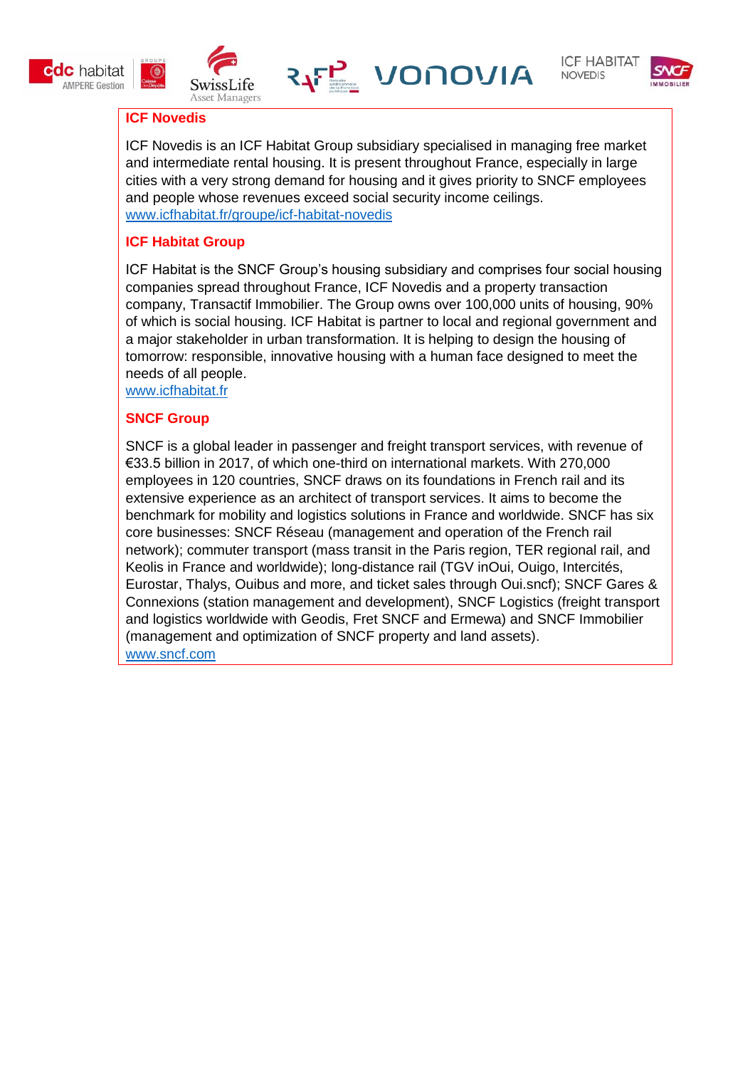## ICF Novedis

ICF Novedis is an ICF Habitat Group subsidiary specialised in managing free market and intermediate rental housing. It is present throughout France, especially in large cities with a very strong demand for housing and it gives priority to SNCF employees and people whose revenues exceed social security income ceilings.
www.icfhabitat.fr/groupe/icf-habitat-novedis

## ICF Habitat Group

ICF Habitat is the SNCF Group's housing subsidiary and comprises four social housing companies spread throughout France, ICF Novedis and a property transaction company, Transactif Immobilier. The Group owns over 100,000 units of housing, 90% of which is social housing. ICF Habitat is partner to local and regional government and a major stakeholder in urban transformation. It is helping to design the housing of tomorrow: responsible, innovative housing with a human face designed to meet the needs of all people.
www.icfhabitat.fr

## SNCF Group

SNCF is a global leader in passenger and freight transport services, with revenue of €33.5 billion in 2017, of which one-third on international markets. With 270,000 employees in 120 countries, SNCF draws on its foundations in French rail and its extensive experience as an architect of transport services. It aims to become the benchmark for mobility and logistics solutions in France and worldwide. SNCF has six core businesses: SNCF Réseau (management and operation of the French rail network); commuter transport (mass transit in the Paris region, TER regional rail, and Keolis in France and worldwide); long-distance rail (TGV inOui, Ouigo, Intercités, Eurostar, Thalys, Ouibus and more, and ticket sales through Oui.sncf); SNCF Gares & Connexions (station management and development), SNCF Logistics (freight transport and logistics worldwide with Geodis, Fret SNCF and Ermewa) and SNCF Immobilier (management and optimization of SNCF property and land assets).
www.sncf.com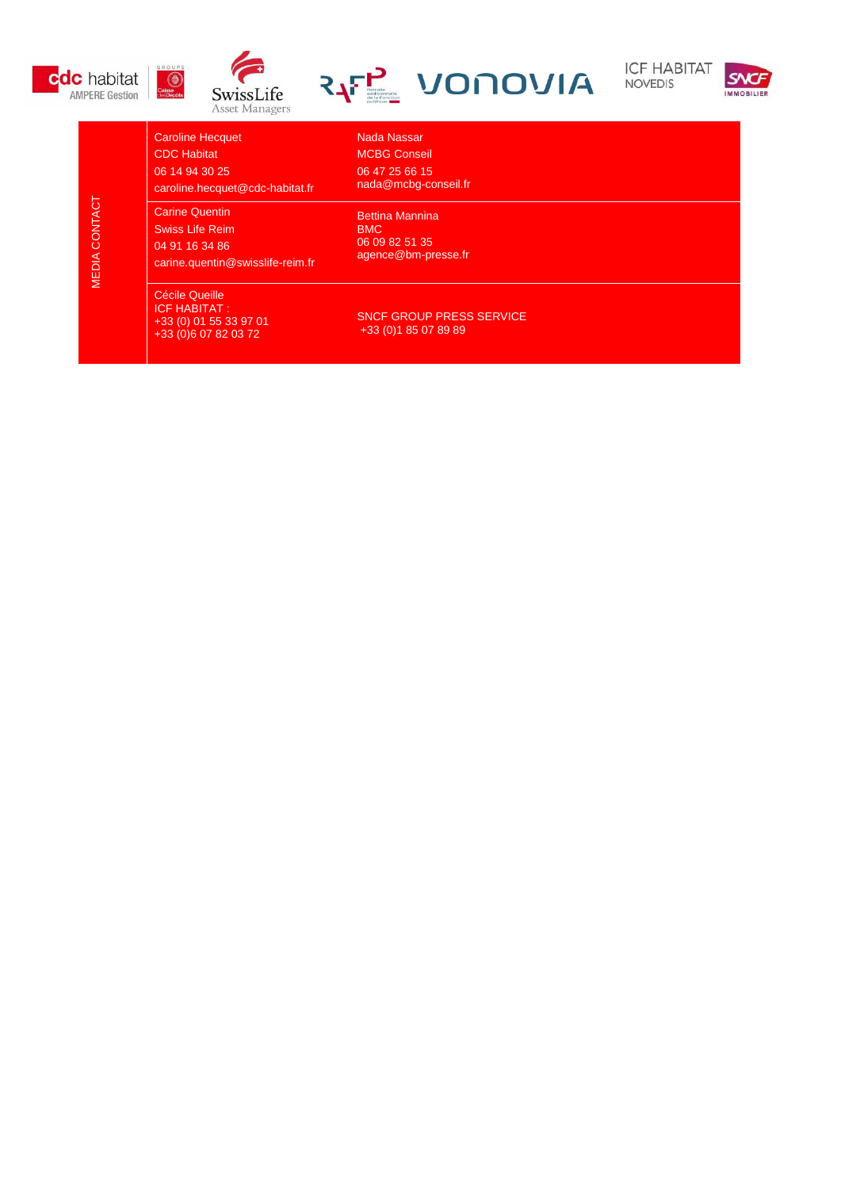| MEDIA CONTACT | | |
|---|---|---|
| | Caroline Hecquet<br>CDC Habitat<br>06 14 94 30 25<br>caroline.hecquet@cdc-habitat.fr | Nada Nassar<br>MCBG Conseil<br>06 47 25 66 15<br>nada@mcbg-conseil.fr |
| | Carine Quentin<br>Swiss Life Reim<br>04 91 16 34 86<br>carine.quentin@swisslife-reim.fr | Bettina Mannina<br>BMC<br>06 09 82 51 35<br>agence@bm-presse.fr |
| | Cécile Queille<br>ICF HABITAT :<br>+33 (0) 01 55 33 97 01<br>+33 (0)6 07 82 03 72 | SNCF GROUP PRESS SERVICE<br>+33 (0)1 85 07 89 89 |